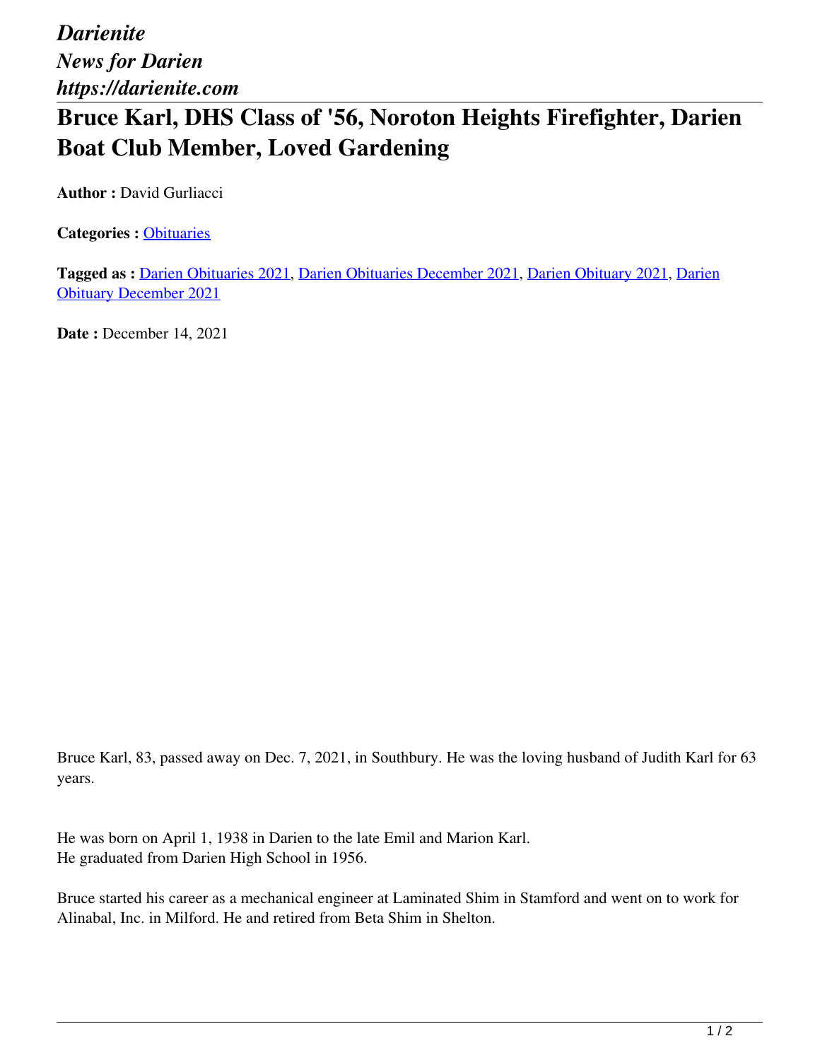*Darienite*
*News for Darien*
*https://darienite.com*

# Bruce Karl, DHS Class of '56, Noroton Heights Firefighter, Darien Boat Club Member, Loved Gardening

**Author :** David Gurliacci

**Categories :** Obituaries

**Tagged as :** Darien Obituaries 2021, Darien Obituaries December 2021, Darien Obituary 2021, Darien Obituary December 2021

**Date :** December 14, 2021

Bruce Karl, 83, passed away on Dec. 7, 2021, in Southbury. He was the loving husband of Judith Karl for 63 years.

He was born on April 1, 1938 in Darien to the late Emil and Marion Karl.
He graduated from Darien High School in 1956.

Bruce started his career as a mechanical engineer at Laminated Shim in Stamford and went on to work for Alinabal, Inc. in Milford. He and retired from Beta Shim in Shelton.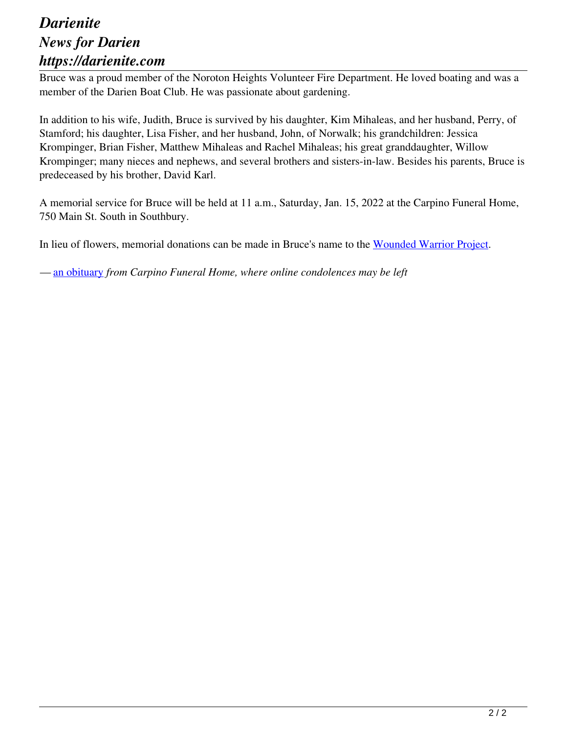Bruce was a proud member of the Noroton Heights Volunteer Fire Department. He loved boating and was a member of the Darien Boat Club. He was passionate about gardening.

In addition to his wife, Judith, Bruce is survived by his daughter, Kim Mihaleas, and her husband, Perry, of Stamford; his daughter, Lisa Fisher, and her husband, John, of Norwalk; his grandchildren: Jessica Krompinger, Brian Fisher, Matthew Mihaleas and Rachel Mihaleas; his great granddaughter, Willow Krompinger; many nieces and nephews, and several brothers and sisters-in-law. Besides his parents, Bruce is predeceased by his brother, David Karl.

A memorial service for Bruce will be held at 11 a.m., Saturday, Jan. 15, 2022 at the Carpino Funeral Home, 750 Main St. South in Southbury.

In lieu of flowers, memorial donations can be made in Bruce's name to the Wounded Warrior Project.

— an obituary *from Carpino Funeral Home, where online condolences may be left*